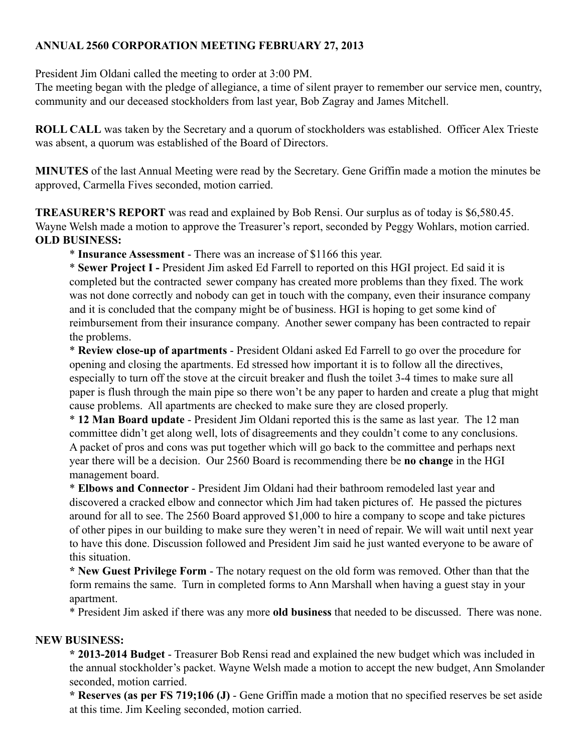# ANNUAL 2560 CORPORATION MEETING FEBRUARY 27, 2013

President Jim Oldani called the meeting to order at 3:00 PM.
The meeting began with the pledge of allegiance, a time of silent prayer to remember our service men, country, community and our deceased stockholders from last year, Bob Zagray and James Mitchell.

**ROLL CALL** was taken by the Secretary and a quorum of stockholders was established. Officer Alex Trieste was absent, a quorum was established of the Board of Directors.

**MINUTES** of the last Annual Meeting were read by the Secretary. Gene Griffin made a motion the minutes be approved, Carmella Fives seconded, motion carried.

**TREASURER'S REPORT** was read and explained by Bob Rensi. Our surplus as of today is $6,580.45. Wayne Welsh made a motion to approve the Treasurer's report, seconded by Peggy Wohlars, motion carried.

**OLD BUSINESS:**

* **Insurance Assessment** - There was an increase of $1166 this year.
* **Sewer Project I -** President Jim asked Ed Farrell to reported on this HGI project. Ed said it is completed but the contracted sewer company has created more problems than they fixed. The work was not done correctly and nobody can get in touch with the company, even their insurance company and it is concluded that the company might be of business. HGI is hoping to get some kind of reimbursement from their insurance company. Another sewer company has been contracted to repair the problems.
* **Review close-up of apartments** - President Oldani asked Ed Farrell to go over the procedure for opening and closing the apartments. Ed stressed how important it is to follow all the directives, especially to turn off the stove at the circuit breaker and flush the toilet 3-4 times to make sure all paper is flush through the main pipe so there won't be any paper to harden and create a plug that might cause problems. All apartments are checked to make sure they are closed properly.
* **12 Man Board update** - President Jim Oldani reported this is the same as last year. The 12 man committee didn't get along well, lots of disagreements and they couldn't come to any conclusions. A packet of pros and cons was put together which will go back to the committee and perhaps next year there will be a decision. Our 2560 Board is recommending there be **no change** in the HGI management board.
* **Elbows and Connector** - President Jim Oldani had their bathroom remodeled last year and discovered a cracked elbow and connector which Jim had taken pictures of. He passed the pictures around for all to see. The 2560 Board approved $1,000 to hire a company to scope and take pictures of other pipes in our building to make sure they weren't in need of repair. We will wait until next year to have this done. Discussion followed and President Jim said he just wanted everyone to be aware of this situation.
* **New Guest Privilege Form** - The notary request on the old form was removed. Other than that the form remains the same. Turn in completed forms to Ann Marshall when having a guest stay in your apartment.
* President Jim asked if there was any more **old business** that needed to be discussed. There was none.

**NEW BUSINESS:**

* **2013-2014 Budget** - Treasurer Bob Rensi read and explained the new budget which was included in the annual stockholder's packet. Wayne Welsh made a motion to accept the new budget, Ann Smolander seconded, motion carried.
* **Reserves (as per FS 719;106 (J)** - Gene Griffin made a motion that no specified reserves be set aside at this time. Jim Keeling seconded, motion carried.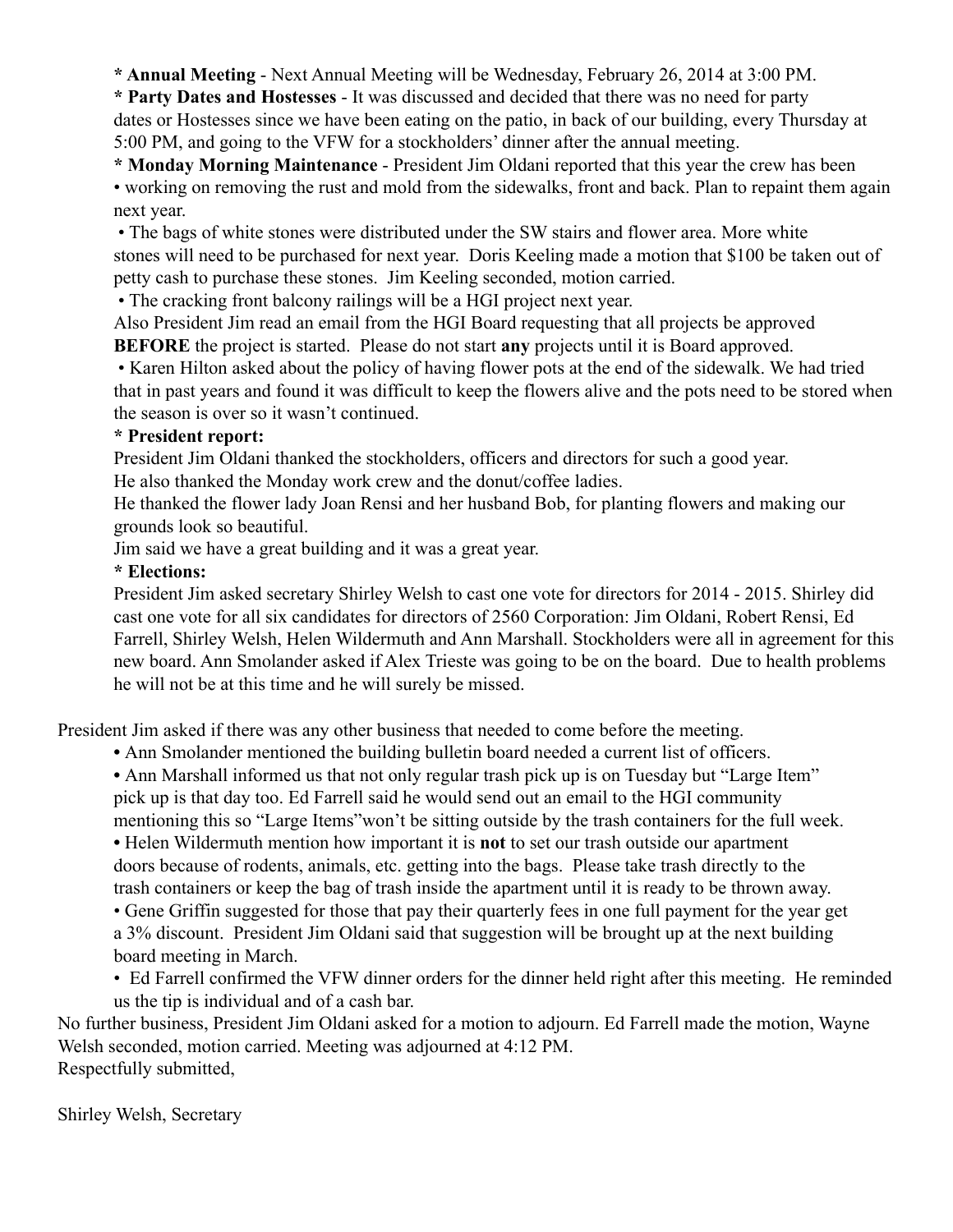\* **Annual Meeting** - Next Annual Meeting will be Wednesday, February 26, 2014 at 3:00 PM.

\* **Party Dates and Hostesses** - It was discussed and decided that there was no need for party dates or Hostesses since we have been eating on the patio, in back of our building, every Thursday at 5:00 PM, and going to the VFW for a stockholders' dinner after the annual meeting.

\* **Monday Morning Maintenance** - President Jim Oldani reported that this year the crew has been

• working on removing the rust and mold from the sidewalks, front and back. Plan to repaint them again next year.

• The bags of white stones were distributed under the SW stairs and flower area. More white stones will need to be purchased for next year. Doris Keeling made a motion that $100 be taken out of petty cash to purchase these stones. Jim Keeling seconded, motion carried.

• The cracking front balcony railings will be a HGI project next year.

Also President Jim read an email from the HGI Board requesting that all projects be approved **BEFORE** the project is started. Please do not start **any** projects until it is Board approved.

• Karen Hilton asked about the policy of having flower pots at the end of the sidewalk. We had tried that in past years and found it was difficult to keep the flowers alive and the pots need to be stored when the season is over so it wasn't continued.

\* **President report:**

President Jim Oldani thanked the stockholders, officers and directors for such a good year.
He also thanked the Monday work crew and the donut/coffee ladies.
He thanked the flower lady Joan Rensi and her husband Bob, for planting flowers and making our grounds look so beautiful.
Jim said we have a great building and it was a great year.

\* **Elections:**

President Jim asked secretary Shirley Welsh to cast one vote for directors for 2014 - 2015. Shirley did cast one vote for all six candidates for directors of 2560 Corporation: Jim Oldani, Robert Rensi, Ed Farrell, Shirley Welsh, Helen Wildermuth and Ann Marshall. Stockholders were all in agreement for this new board. Ann Smolander asked if Alex Trieste was going to be on the board. Due to health problems he will not be at this time and he will surely be missed.

President Jim asked if there was any other business that needed to come before the meeting.

• Ann Smolander mentioned the building bulletin board needed a current list of officers.

• Ann Marshall informed us that not only regular trash pick up is on Tuesday but "Large Item" pick up is that day too. Ed Farrell said he would send out an email to the HGI community mentioning this so "Large Items"won't be sitting outside by the trash containers for the full week.

• Helen Wildermuth mention how important it is **not** to set our trash outside our apartment doors because of rodents, animals, etc. getting into the bags. Please take trash directly to the trash containers or keep the bag of trash inside the apartment until it is ready to be thrown away.

• Gene Griffin suggested for those that pay their quarterly fees in one full payment for the year get a 3% discount. President Jim Oldani said that suggestion will be brought up at the next building board meeting in March.

• Ed Farrell confirmed the VFW dinner orders for the dinner held right after this meeting. He reminded us the tip is individual and of a cash bar.

No further business, President Jim Oldani asked for a motion to adjourn. Ed Farrell made the motion, Wayne Welsh seconded, motion carried. Meeting was adjourned at 4:12 PM.
Respectfully submitted,

Shirley Welsh, Secretary